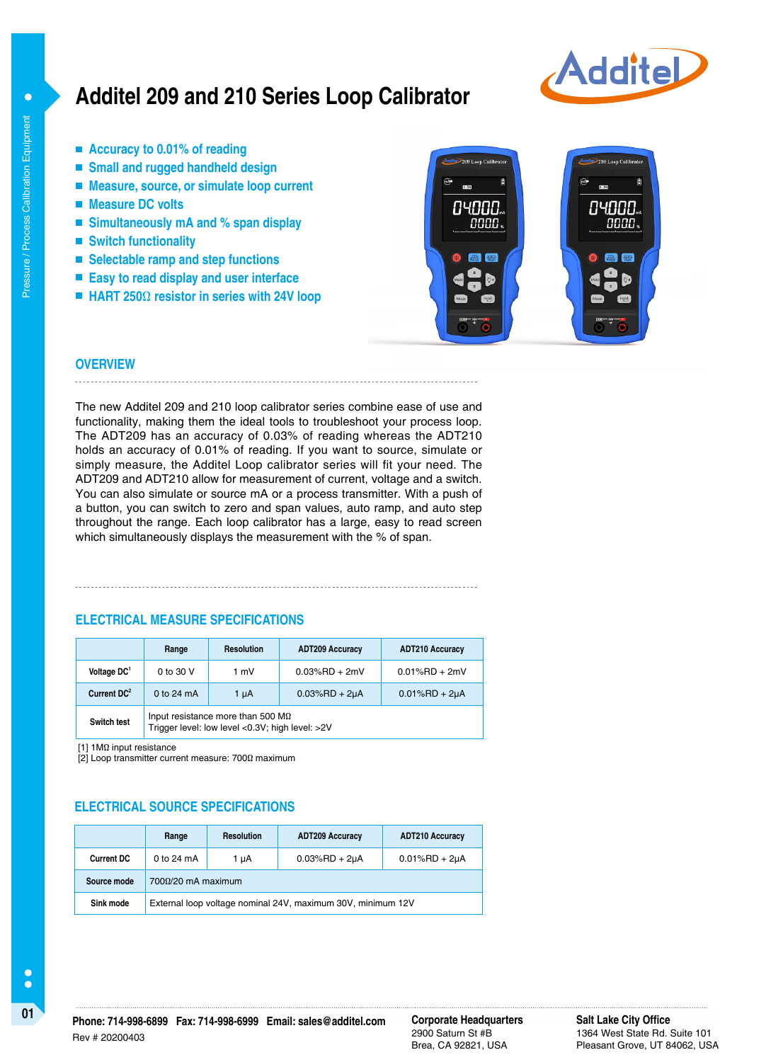# Additel 209 and 210 Series Loop Calibrator

- Accuracy to 0.01% of reading
- Small and rugged handheld design
- Measure, source, or simulate loop current
- Measure DC volts
- Simultaneously mA and % span display
- Switch functionality
- Selectable ramp and step functions
- Easy to read display and user interface
- HART 250Ω resistor in series with 24V loop

## OVERVIEW

The new Additel 209 and 210 loop calibrator series combine ease of use and functionality, making them the ideal tools to troubleshoot your process loop. The ADT209 has an accuracy of 0.03% of reading whereas the ADT210 holds an accuracy of 0.01% of reading. If you want to source, simulate or simply measure, the Additel Loop calibrator series will fit your need. The ADT209 and ADT210 allow for measurement of current, voltage and a switch. You can also simulate or source mA or a process transmitter. With a push of a button, you can switch to zero and span values, auto ramp, and auto step throughout the range. Each loop calibrator has a large, easy to read screen which simultaneously displays the measurement with the % of span.

## ELECTRICAL MEASURE SPECIFICATIONS

| | Range | Resolution | ADT209 Accuracy | ADT210 Accuracy |
|---|---|---|---|---|
| Voltage DC[1] | 0 to 30 V | 1 mV | 0.03%RD + 2mV | 0.01%RD + 2mV |
| Current DC[2] | 0 to 24 mA | 1 μA | 0.03%RD + 2μA | 0.01%RD + 2μA |
| Switch test | Input resistance more than 500 MΩ<br>Trigger level: low level <0.3V; high level: >2V | | | |

[1] 1MΩ input resistance
[2] Loop transmitter current measure: 700Ω maximum

## ELECTRICAL SOURCE SPECIFICATIONS

| | Range | Resolution | ADT209 Accuracy | ADT210 Accuracy |
|---|---|---|---|---|
| Current DC | 0 to 24 mA | 1 μA | 0.03%RD + 2μA | 0.01%RD + 2μA |
| Source mode | 700Ω/20 mA maximum | | | |
| Sink mode | External loop voltage nominal 24V, maximum 30V, minimum 12V | | | |

Phone: 714-998-6899 Fax: 714-998-6999 Email: sales@additel.com
Rev # 20200403

**Corporate Headquarters**
2900 Saturn St #B
Brea, CA 92821, USA

**Salt Lake City Office**
1364 West State Rd. Suite 101
Pleasant Grove, UT 84062, USA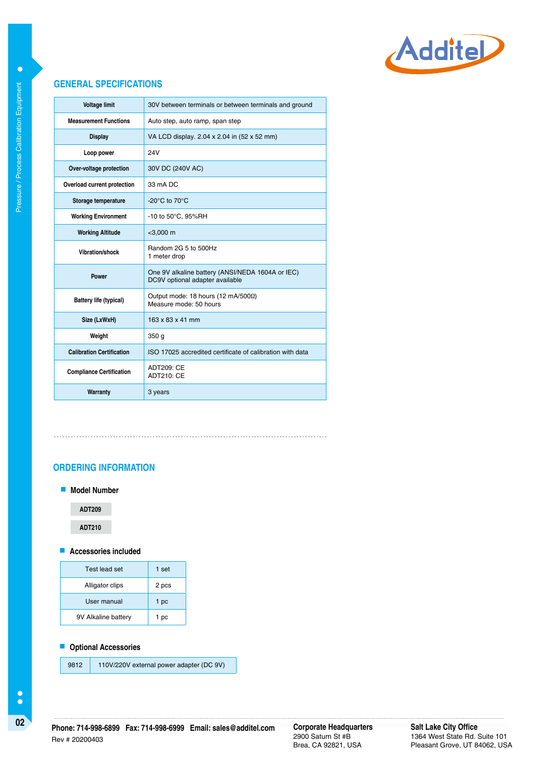## GENERAL SPECIFICATIONS

| | |
|---|---|
| Voltage limit | 30V between terminals or between terminals and ground |
| Measurement Functions | Auto step, auto ramp, span step |
| Display | VA LCD display. 2.04 x 2.04 in (52 x 52 mm) |
| Loop power | 24V |
| Over-voltage protection | 30V DC (240V AC) |
| Overload current protection | 33 mA DC |
| Storage temperature | -20°C to 70°C |
| Working Environment | -10 to 50°C, 95%RH |
| Working Altitude | <3,000 m |
| Vibration/shock | Random 2G 5 to 500Hz<br>1 meter drop |
| Power | One 9V alkaline battery (ANSI/NEDA 1604A or IEC)<br>DC9V optional adapter available |
| Battery life (typical) | Output mode: 18 hours (12 mA/500Ω)<br>Measure mode: 50 hours |
| Size (LxWxH) | 163 x 83 x 41 mm |
| Weight | 350 g |
| Calibration Certification | ISO 17025 accredited certificate of calibration with data |
| Compliance Certification | ADT209: CE<br>ADT210: CE |
| Warranty | 3 years |

## ORDERING INFORMATION

### Model Number

- ADT209
- ADT210

### Accessories included

| | |
|---|---|
| Test lead set | 1 set |
| Alligator clips | 2 pcs |
| User manual | 1 pc |
| 9V Alkaline battery | 1 pc |

### Optional Accessories

| | |
|---|---|
| 9812 | 110V/220V external power adapter (DC 9V) |

**Phone: 714-998-6899 Fax: 714-998-6999 Email: sales@additel.com**

Rev # 20200403

**Corporate Headquarters**
2900 Saturn St #B
Brea, CA 92821, USA

**Salt Lake City Office**
1364 West State Rd. Suite 101
Pleasant Grove, UT 84062, USA